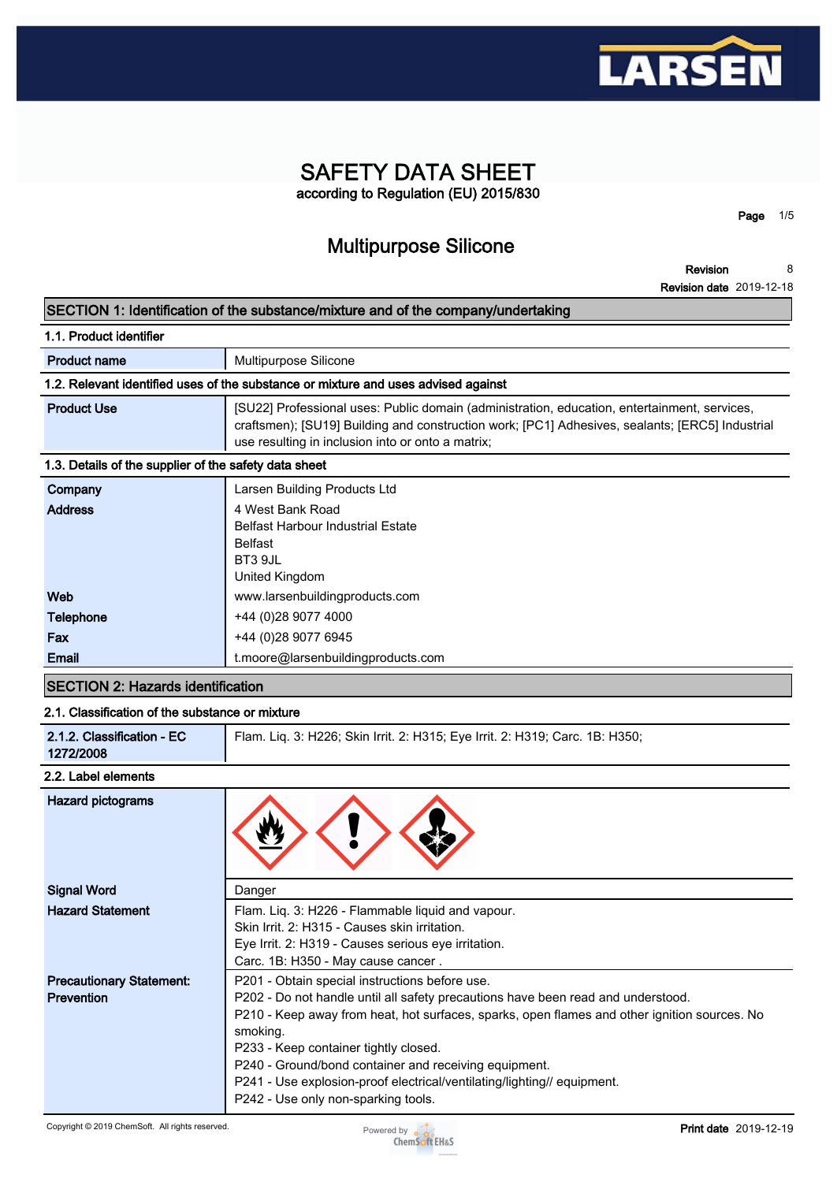# SAFETY DATA SHEET

according to Regulation (EU) 2015/830

## Multipurpose Silicone

**Revision** 8
**Revision date** 2019-12-18

## SECTION 1: Identification of the substance/mixture and of the company/undertaking

### 1.1. Product identifier

| | |
|---|---|
| **Product name** | Multipurpose Silicone |

### 1.2. Relevant identified uses of the substance or mixture and uses advised against

| | |
|---|---|
| **Product Use** | [SU22] Professional uses: Public domain (administration, education, entertainment, services, craftsmen); [SU19] Building and construction work; [PC1] Adhesives, sealants; [ERC5] Industrial use resulting in inclusion into or onto a matrix; |

### 1.3. Details of the supplier of the safety data sheet

| | |
|---|---|
| **Company** | Larsen Building Products Ltd |
| **Address** | 4 West Bank Road<br>Belfast Harbour Industrial Estate<br>Belfast<br>BT3 9JL<br>United Kingdom |
| **Web** | www.larsenbuildingproducts.com |
| **Telephone** | +44 (0)28 9077 4000 |
| **Fax** | +44 (0)28 9077 6945 |
| **Email** | t.moore@larsenbuildingproducts.com |

## SECTION 2: Hazards identification

### 2.1. Classification of the substance or mixture

| | |
|---|---|
| **2.1.2. Classification - EC 1272/2008** | Flam. Liq. 3: H226; Skin Irrit. 2: H315; Eye Irrit. 2: H319; Carc. 1B: H350; |

### 2.2. Label elements

| | |
|---|---|
| **Hazard pictograms** | |
| **Signal Word** | Danger |
| **Hazard Statement** | Flam. Liq. 3: H226 - Flammable liquid and vapour.<br>Skin Irrit. 2: H315 - Causes skin irritation.<br>Eye Irrit. 2: H319 - Causes serious eye irritation.<br>Carc. 1B: H350 - May cause cancer . |
| **Precautionary Statement: Prevention** | P201 - Obtain special instructions before use.<br>P202 - Do not handle until all safety precautions have been read and understood.<br>P210 - Keep away from heat, hot surfaces, sparks, open flames and other ignition sources. No smoking.<br>P233 - Keep container tightly closed.<br>P240 - Ground/bond container and receiving equipment.<br>P241 - Use explosion-proof electrical/ventilating/lighting// equipment.<br>P242 - Use only non-sparking tools. |

Copyright © 2019 ChemSoft. All rights reserved.

**Print date** 2019-12-19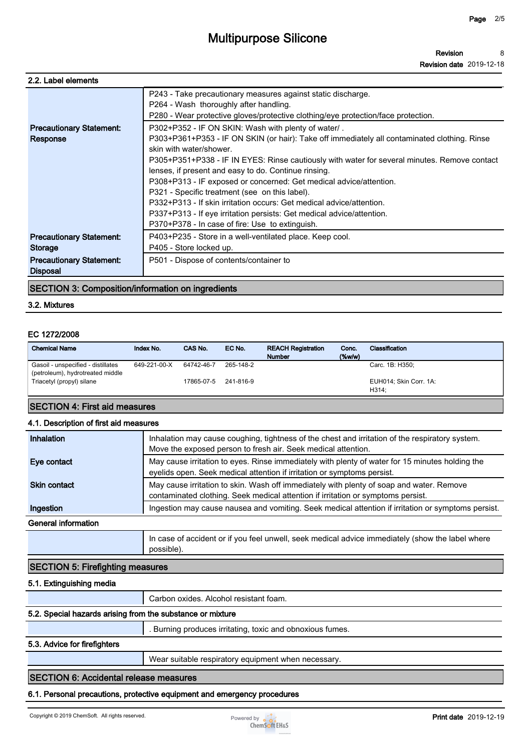### 2.2. Label elements

| | |
|---|---|
| | P243 - Take precautionary measures against static discharge.<br>P264 - Wash thoroughly after handling.<br>P280 - Wear protective gloves/protective clothing/eye protection/face protection. |
| **Precautionary Statement: Response** | P302+P352 - IF ON SKIN: Wash with plenty of water/ .<br>P303+P361+P353 - IF ON SKIN (or hair): Take off immediately all contaminated clothing. Rinse skin with water/shower.<br>P305+P351+P338 - IF IN EYES: Rinse cautiously with water for several minutes. Remove contact lenses, if present and easy to do. Continue rinsing.<br>P308+P313 - IF exposed or concerned: Get medical advice/attention.<br>P321 - Specific treatment (see on this label).<br>P332+P313 - If skin irritation occurs: Get medical advice/attention.<br>P337+P313 - If eye irritation persists: Get medical advice/attention.<br>P370+P378 - In case of fire: Use to extinguish. |
| **Precautionary Statement: Storage** | P403+P235 - Store in a well-ventilated place. Keep cool.<br>P405 - Store locked up. |
| **Precautionary Statement: Disposal** | P501 - Dispose of contents/container to |

## SECTION 3: Composition/information on ingredients

### 3.2. Mixtures

**EC 1272/2008**

| Chemical Name | Index No. | CAS No. | EC No. | REACH Registration Number | Conc. (%w/w) | Classification |
|---|---|---|---|---|---|---|
| Gasoil - unspecified - distillates (petroleum), hydrotreated middle | 649-221-00-X | 64742-46-7 | 265-148-2 | | | Carc. 1B: H350; |
| Triacetyl (propyl) silane | | 17865-07-5 | 241-816-9 | | | EUH014; Skin Corr. 1A: H314; |

## SECTION 4: First aid measures

### 4.1. Description of first aid measures

| | |
|---|---|
| **Inhalation** | Inhalation may cause coughing, tightness of the chest and irritation of the respiratory system. Move the exposed person to fresh air. Seek medical attention. |
| **Eye contact** | May cause irritation to eyes. Rinse immediately with plenty of water for 15 minutes holding the eyelids open. Seek medical attention if irritation or symptoms persist. |
| **Skin contact** | May cause irritation to skin. Wash off immediately with plenty of soap and water. Remove contaminated clothing. Seek medical attention if irritation or symptoms persist. |
| **Ingestion** | Ingestion may cause nausea and vomiting. Seek medical attention if irritation or symptoms persist. |

**General information**

In case of accident or if you feel unwell, seek medical advice immediately (show the label where possible).

## SECTION 5: Firefighting measures

### 5.1. Extinguishing media

Carbon oxides. Alcohol resistant foam.

### 5.2. Special hazards arising from the substance or mixture

. Burning produces irritating, toxic and obnoxious fumes.

### 5.3. Advice for firefighters

Wear suitable respiratory equipment when necessary.

## SECTION 6: Accidental release measures

### 6.1. Personal precautions, protective equipment and emergency procedures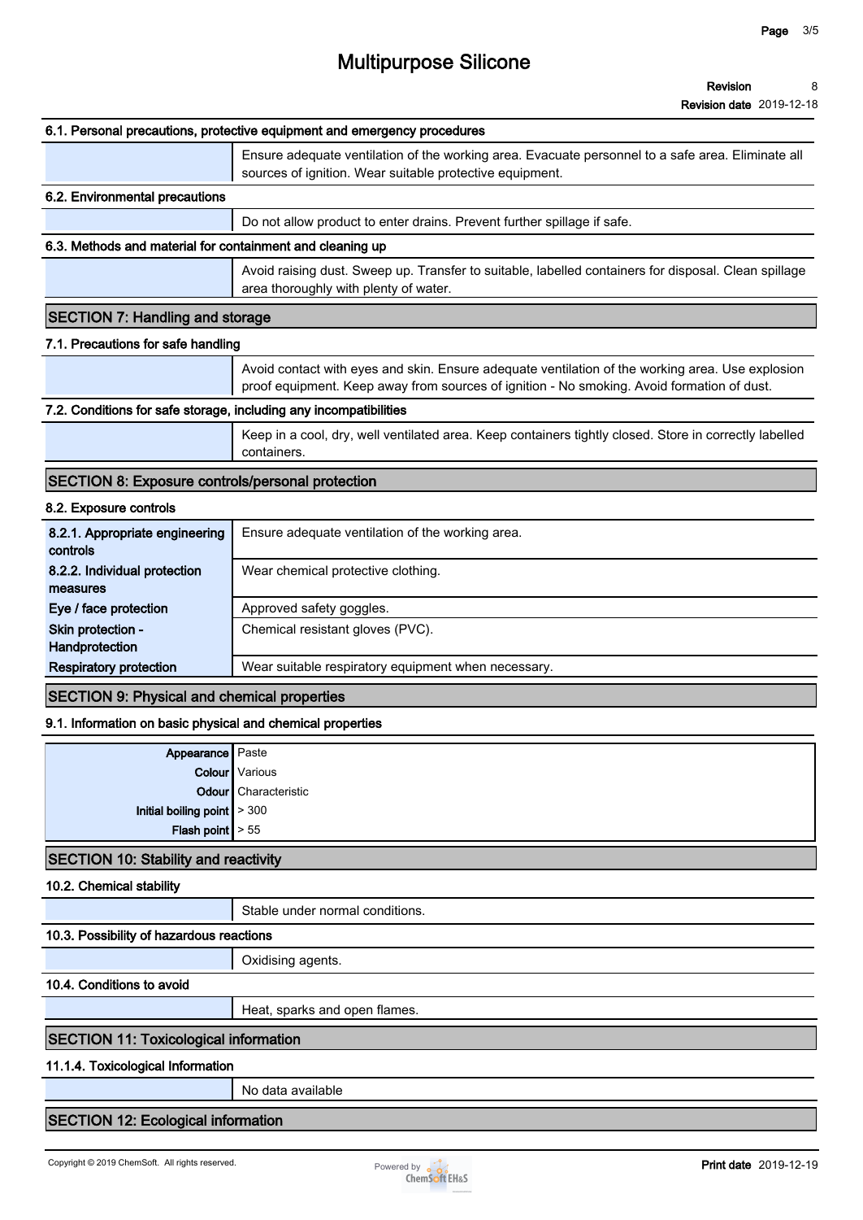#### 6.1. Personal precautions, protective equipment and emergency procedures

Ensure adequate ventilation of the working area. Evacuate personnel to a safe area. Eliminate all sources of ignition. Wear suitable protective equipment.

#### 6.2. Environmental precautions

Do not allow product to enter drains. Prevent further spillage if safe.

#### 6.3. Methods and material for containment and cleaning up

Avoid raising dust. Sweep up. Transfer to suitable, labelled containers for disposal. Clean spillage area thoroughly with plenty of water.

## SECTION 7: Handling and storage

#### 7.1. Precautions for safe handling

Avoid contact with eyes and skin. Ensure adequate ventilation of the working area. Use explosion proof equipment. Keep away from sources of ignition - No smoking. Avoid formation of dust.

#### 7.2. Conditions for safe storage, including any incompatibilities

Keep in a cool, dry, well ventilated area. Keep containers tightly closed. Store in correctly labelled containers.

## SECTION 8: Exposure controls/personal protection

#### 8.2. Exposure controls

| | |
|---|---|
| **8.2.1. Appropriate engineering controls** | Ensure adequate ventilation of the working area. |
| **8.2.2. Individual protection measures** | Wear chemical protective clothing. |
| **Eye / face protection** | Approved safety goggles. |
| **Skin protection - Handprotection** | Chemical resistant gloves (PVC). |
| **Respiratory protection** | Wear suitable respiratory equipment when necessary. |

## SECTION 9: Physical and chemical properties

#### 9.1. Information on basic physical and chemical properties

| | |
|---|---|
| **Appearance** | Paste |
| **Colour** | Various |
| **Odour** | Characteristic |
| **Initial boiling point** | > 300 |
| **Flash point** | > 55 |

## SECTION 10: Stability and reactivity

#### 10.2. Chemical stability

Stable under normal conditions.

#### 10.3. Possibility of hazardous reactions

Oxidising agents.

#### 10.4. Conditions to avoid

Heat, sparks and open flames.

## SECTION 11: Toxicological information

#### 11.1.4. Toxicological Information

No data available

## SECTION 12: Ecological information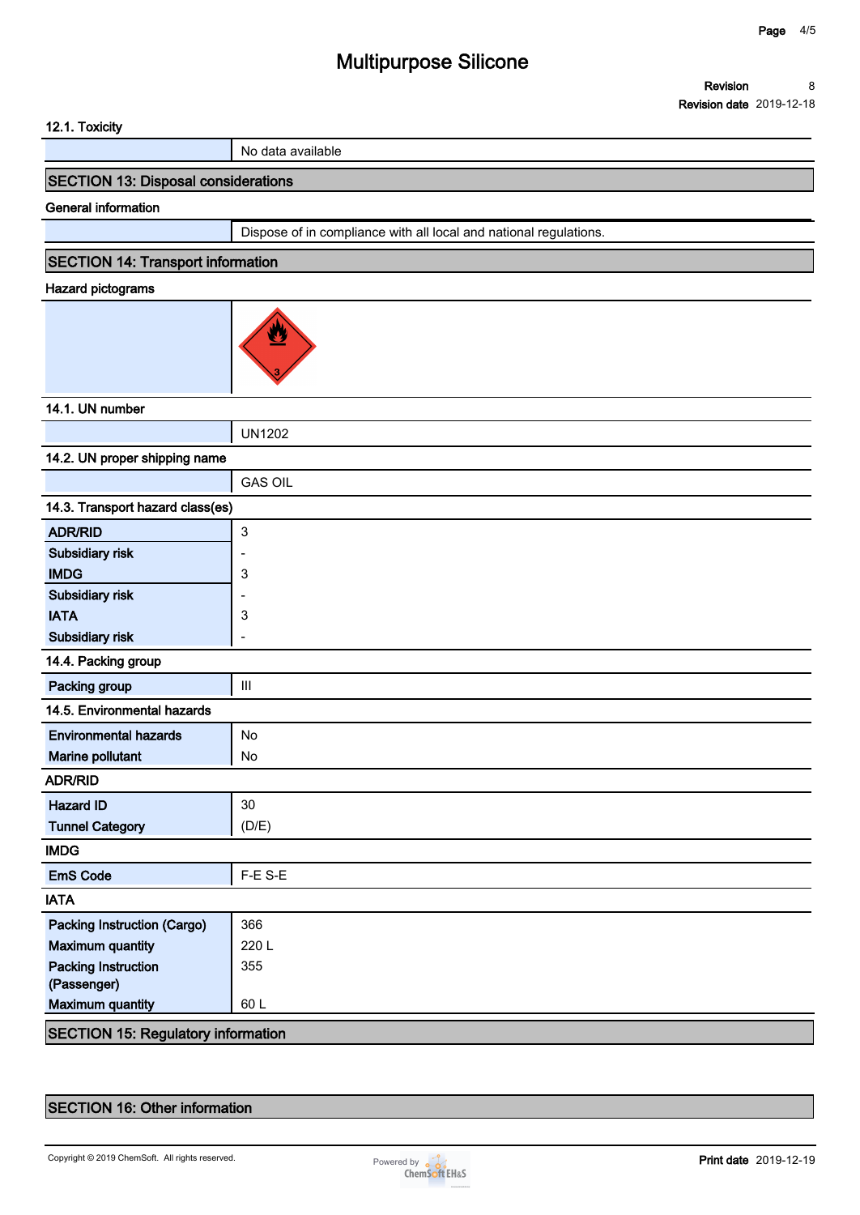### 12.1. Toxicity

| | |
|---|---|
| | No data available |

## SECTION 13: Disposal considerations

### General information

| | |
|---|---|
| | Dispose of in compliance with all local and national regulations. |

## SECTION 14: Transport information

### Hazard pictograms

### 14.1. UN number

| | |
|---|---|
| | UN1202 |

### 14.2. UN proper shipping name

| | |
|---|---|
| | GAS OIL |

### 14.3. Transport hazard class(es)

| | |
|---|---|
| **ADR/RID** | 3 |
| **Subsidiary risk** | - |
| **IMDG** | 3 |
| **Subsidiary risk** | - |
| **IATA** | 3 |
| **Subsidiary risk** | - |

### 14.4. Packing group

| | |
|---|---|
| **Packing group** | III |

### 14.5. Environmental hazards

| | |
|---|---|
| **Environmental hazards** | No |
| **Marine pollutant** | No |

### ADR/RID

| | |
|---|---|
| **Hazard ID** | 30 |
| **Tunnel Category** | (D/E) |

### IMDG

| | |
|---|---|
| **EmS Code** | F-E S-E |

### IATA

| | |
|---|---|
| **Packing Instruction (Cargo)** | 366 |
| **Maximum quantity** | 220 L |
| **Packing Instruction (Passenger)** | 355 |
| **Maximum quantity** | 60 L |

## SECTION 15: Regulatory information

## SECTION 16: Other information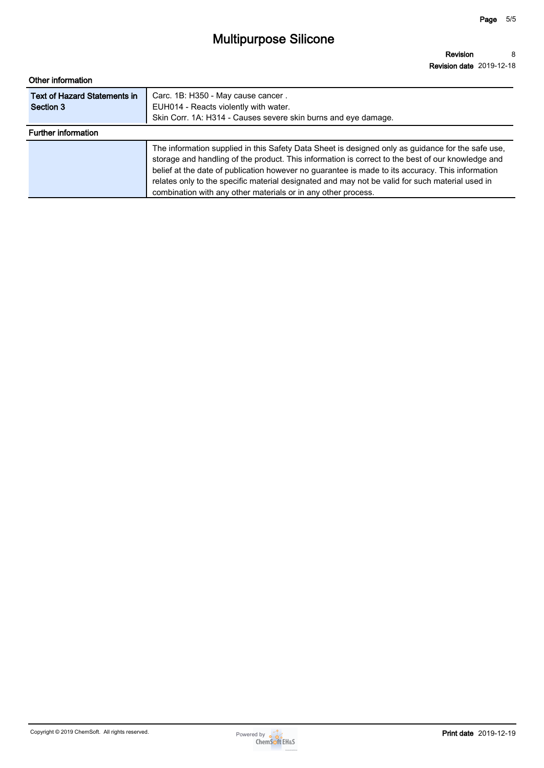### Other information

| | |
|---|---|
| **Text of Hazard Statements in Section 3** | Carc. 1B: H350 - May cause cancer .<br>EUH014 - Reacts violently with water.<br>Skin Corr. 1A: H314 - Causes severe skin burns and eye damage. |

### Further information

| | |
|---|---|
| | The information supplied in this Safety Data Sheet is designed only as guidance for the safe use, storage and handling of the product. This information is correct to the best of our knowledge and belief at the date of publication however no guarantee is made to its accuracy. This information relates only to the specific material designated and may not be valid for such material used in combination with any other materials or in any other process. |